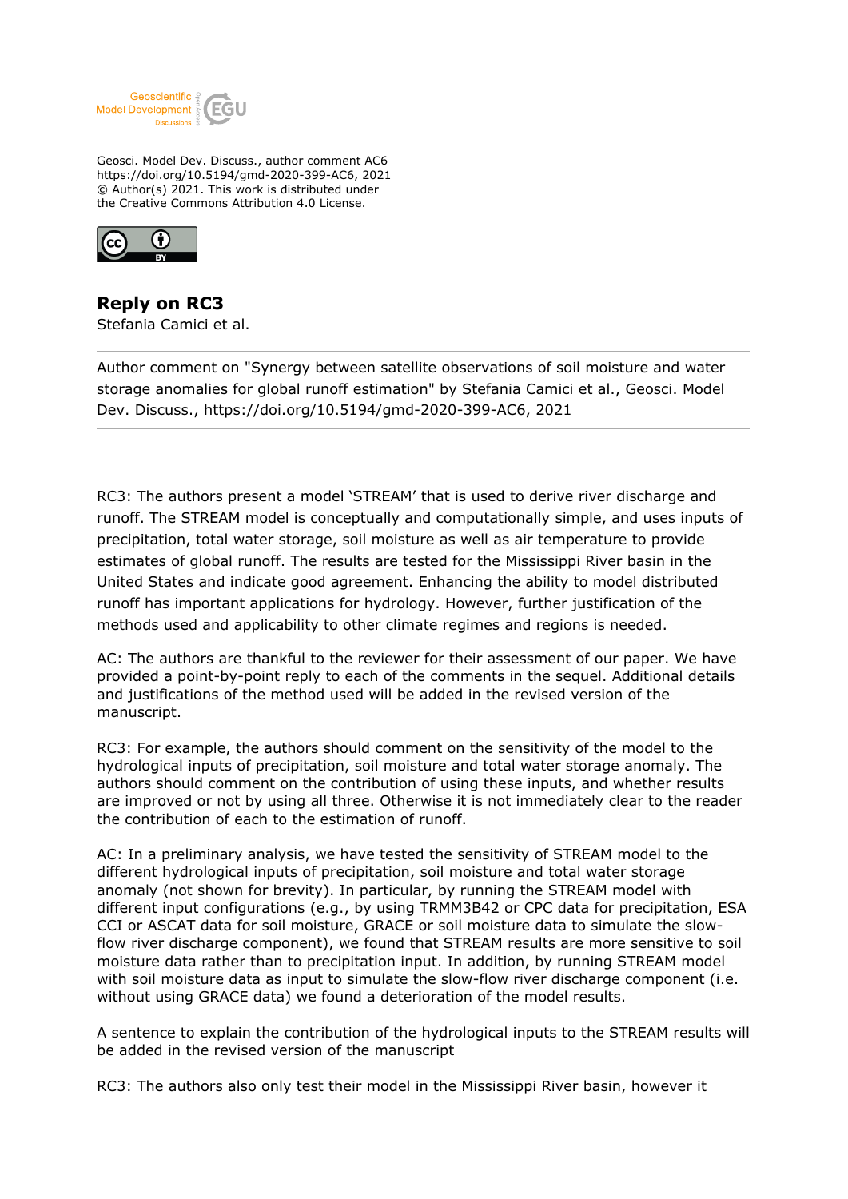Geosci. Model Dev. Discuss., author comment AC6
https://doi.org/10.5194/gmd-2020-399-AC6, 2021
© Author(s) 2021. This work is distributed under
the Creative Commons Attribution 4.0 License.

## Reply on RC3

Stefania Camici et al.

---

Author comment on "Synergy between satellite observations of soil moisture and water storage anomalies for global runoff estimation" by Stefania Camici et al., Geosci. Model Dev. Discuss., https://doi.org/10.5194/gmd-2020-399-AC6, 2021

---

RC3: The authors present a model 'STREAM' that is used to derive river discharge and runoff. The STREAM model is conceptually and computationally simple, and uses inputs of precipitation, total water storage, soil moisture as well as air temperature to provide estimates of global runoff. The results are tested for the Mississippi River basin in the United States and indicate good agreement. Enhancing the ability to model distributed runoff has important applications for hydrology. However, further justification of the methods used and applicability to other climate regimes and regions is needed.

AC: The authors are thankful to the reviewer for their assessment of our paper. We have provided a point-by-point reply to each of the comments in the sequel. Additional details and justifications of the method used will be added in the revised version of the manuscript.

RC3: For example, the authors should comment on the sensitivity of the model to the hydrological inputs of precipitation, soil moisture and total water storage anomaly. The authors should comment on the contribution of using these inputs, and whether results are improved or not by using all three. Otherwise it is not immediately clear to the reader the contribution of each to the estimation of runoff.

AC: In a preliminary analysis, we have tested the sensitivity of STREAM model to the different hydrological inputs of precipitation, soil moisture and total water storage anomaly (not shown for brevity). In particular, by running the STREAM model with different input configurations (e.g., by using TRMM3B42 or CPC data for precipitation, ESA CCI or ASCAT data for soil moisture, GRACE or soil moisture data to simulate the slow-flow river discharge component), we found that STREAM results are more sensitive to soil moisture data rather than to precipitation input. In addition, by running STREAM model with soil moisture data as input to simulate the slow-flow river discharge component (i.e. without using GRACE data) we found a deterioration of the model results.

A sentence to explain the contribution of the hydrological inputs to the STREAM results will be added in the revised version of the manuscript

RC3: The authors also only test their model in the Mississippi River basin, however it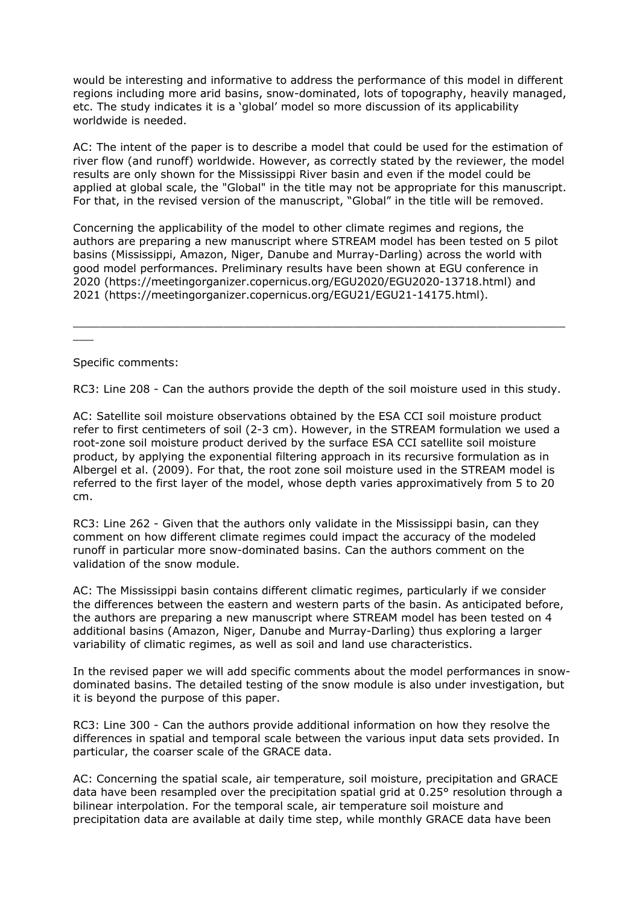would be interesting and informative to address the performance of this model in different regions including more arid basins, snow-dominated, lots of topography, heavily managed, etc. The study indicates it is a 'global' model so more discussion of its applicability worldwide is needed.

AC: The intent of the paper is to describe a model that could be used for the estimation of river flow (and runoff) worldwide. However, as correctly stated by the reviewer, the model results are only shown for the Mississippi River basin and even if the model could be applied at global scale, the "Global" in the title may not be appropriate for this manuscript. For that, in the revised version of the manuscript, "Global" in the title will be removed.

Concerning the applicability of the model to other climate regimes and regions, the authors are preparing a new manuscript where STREAM model has been tested on 5 pilot basins (Mississippi, Amazon, Niger, Danube and Murray-Darling) across the world with good model performances. Preliminary results have been shown at EGU conference in 2020 (https://meetingorganizer.copernicus.org/EGU2020/EGU2020-13718.html) and 2021 (https://meetingorganizer.copernicus.org/EGU21/EGU21-14175.html).

---

Specific comments:

RC3: Line 208 - Can the authors provide the depth of the soil moisture used in this study.

AC: Satellite soil moisture observations obtained by the ESA CCI soil moisture product refer to first centimeters of soil (2-3 cm). However, in the STREAM formulation we used a root-zone soil moisture product derived by the surface ESA CCI satellite soil moisture product, by applying the exponential filtering approach in its recursive formulation as in Albergel et al. (2009). For that, the root zone soil moisture used in the STREAM model is referred to the first layer of the model, whose depth varies approximatively from 5 to 20 cm.

RC3: Line 262 - Given that the authors only validate in the Mississippi basin, can they comment on how different climate regimes could impact the accuracy of the modeled runoff in particular more snow-dominated basins. Can the authors comment on the validation of the snow module.

AC: The Mississippi basin contains different climatic regimes, particularly if we consider the differences between the eastern and western parts of the basin. As anticipated before, the authors are preparing a new manuscript where STREAM model has been tested on 4 additional basins (Amazon, Niger, Danube and Murray-Darling) thus exploring a larger variability of climatic regimes, as well as soil and land use characteristics.

In the revised paper we will add specific comments about the model performances in snow-dominated basins. The detailed testing of the snow module is also under investigation, but it is beyond the purpose of this paper.

RC3: Line 300 - Can the authors provide additional information on how they resolve the differences in spatial and temporal scale between the various input data sets provided. In particular, the coarser scale of the GRACE data.

AC: Concerning the spatial scale, air temperature, soil moisture, precipitation and GRACE data have been resampled over the precipitation spatial grid at 0.25° resolution through a bilinear interpolation. For the temporal scale, air temperature soil moisture and precipitation data are available at daily time step, while monthly GRACE data have been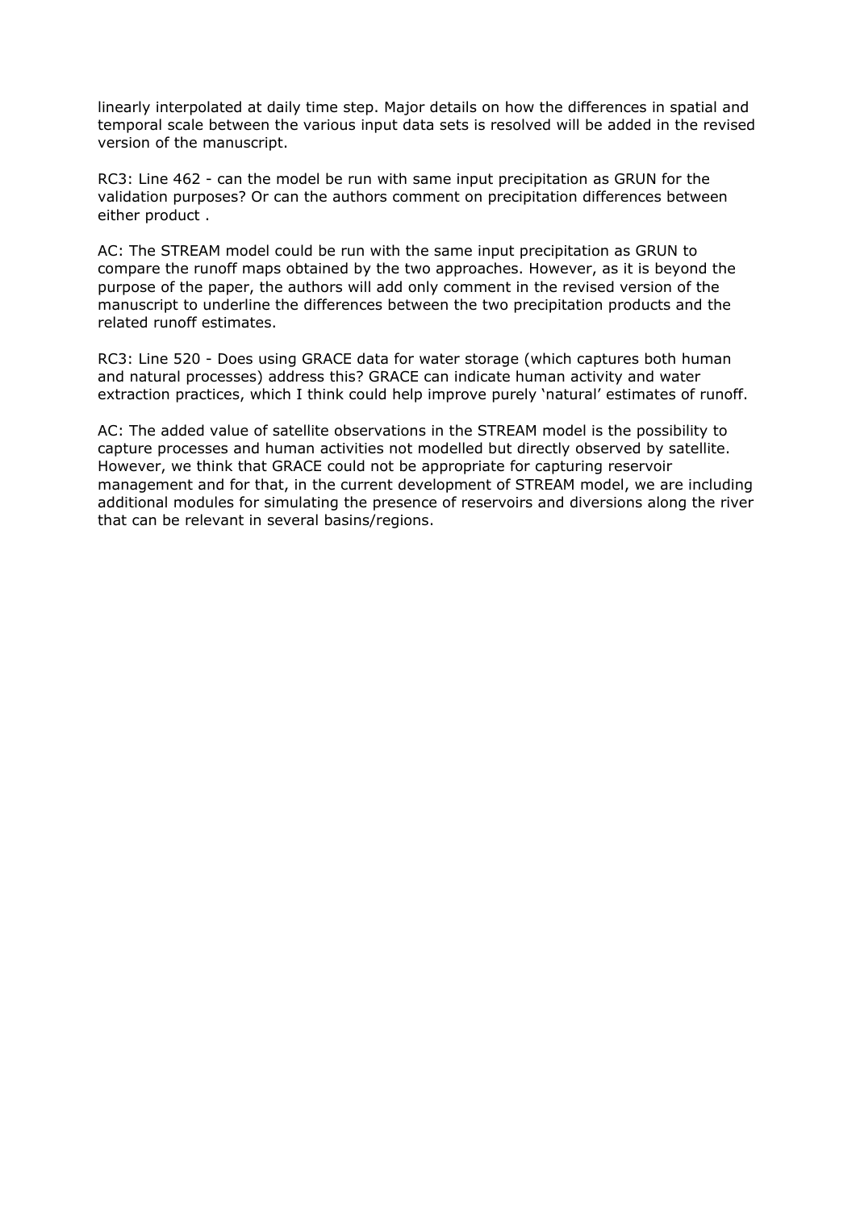linearly interpolated at daily time step. Major details on how the differences in spatial and temporal scale between the various input data sets is resolved will be added in the revised version of the manuscript.

RC3: Line 462 - can the model be run with same input precipitation as GRUN for the validation purposes? Or can the authors comment on precipitation differences between either product .

AC: The STREAM model could be run with the same input precipitation as GRUN to compare the runoff maps obtained by the two approaches. However, as it is beyond the purpose of the paper, the authors will add only comment in the revised version of the manuscript to underline the differences between the two precipitation products and the related runoff estimates.

RC3: Line 520 - Does using GRACE data for water storage (which captures both human and natural processes) address this? GRACE can indicate human activity and water extraction practices, which I think could help improve purely 'natural' estimates of runoff.

AC: The added value of satellite observations in the STREAM model is the possibility to capture processes and human activities not modelled but directly observed by satellite. However, we think that GRACE could not be appropriate for capturing reservoir management and for that, in the current development of STREAM model, we are including additional modules for simulating the presence of reservoirs and diversions along the river that can be relevant in several basins/regions.